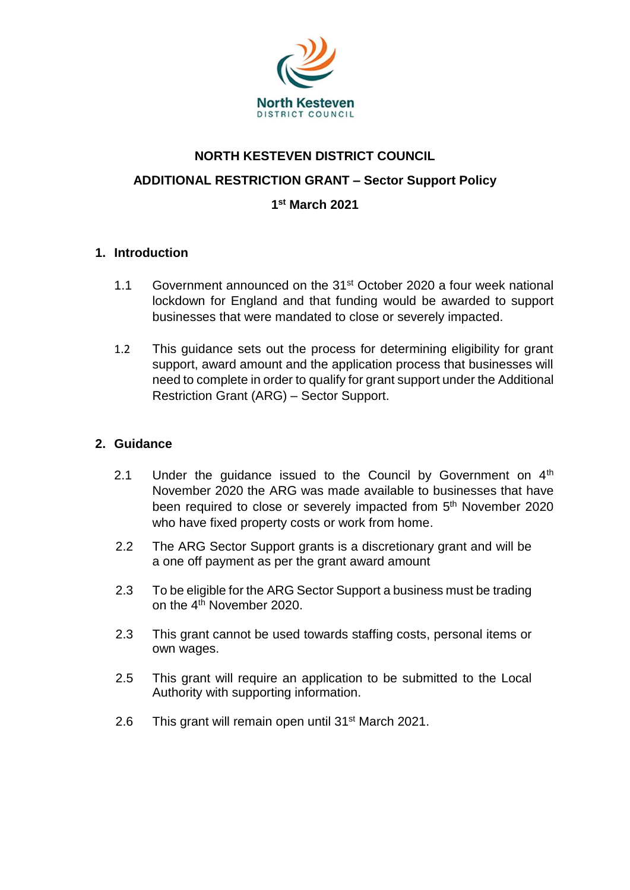North Kesteven
DISTRICT COUNCIL

**NORTH KESTEVEN DISTRICT COUNCIL**

**ADDITIONAL RESTRICTION GRANT – Sector Support Policy**

**1st March 2021**

## 1. Introduction

1.1 Government announced on the 31st October 2020 a four week national lockdown for England and that funding would be awarded to support businesses that were mandated to close or severely impacted.

1.2 This guidance sets out the process for determining eligibility for grant support, award amount and the application process that businesses will need to complete in order to qualify for grant support under the Additional Restriction Grant (ARG) – Sector Support.

## 2. Guidance

2.1 Under the guidance issued to the Council by Government on 4th November 2020 the ARG was made available to businesses that have been required to close or severely impacted from 5th November 2020 who have fixed property costs or work from home.

2.2 The ARG Sector Support grants is a discretionary grant and will be a one off payment as per the grant award amount

2.3 To be eligible for the ARG Sector Support a business must be trading on the 4th November 2020.

2.3 This grant cannot be used towards staffing costs, personal items or own wages.

2.5 This grant will require an application to be submitted to the Local Authority with supporting information.

2.6 This grant will remain open until 31st March 2021.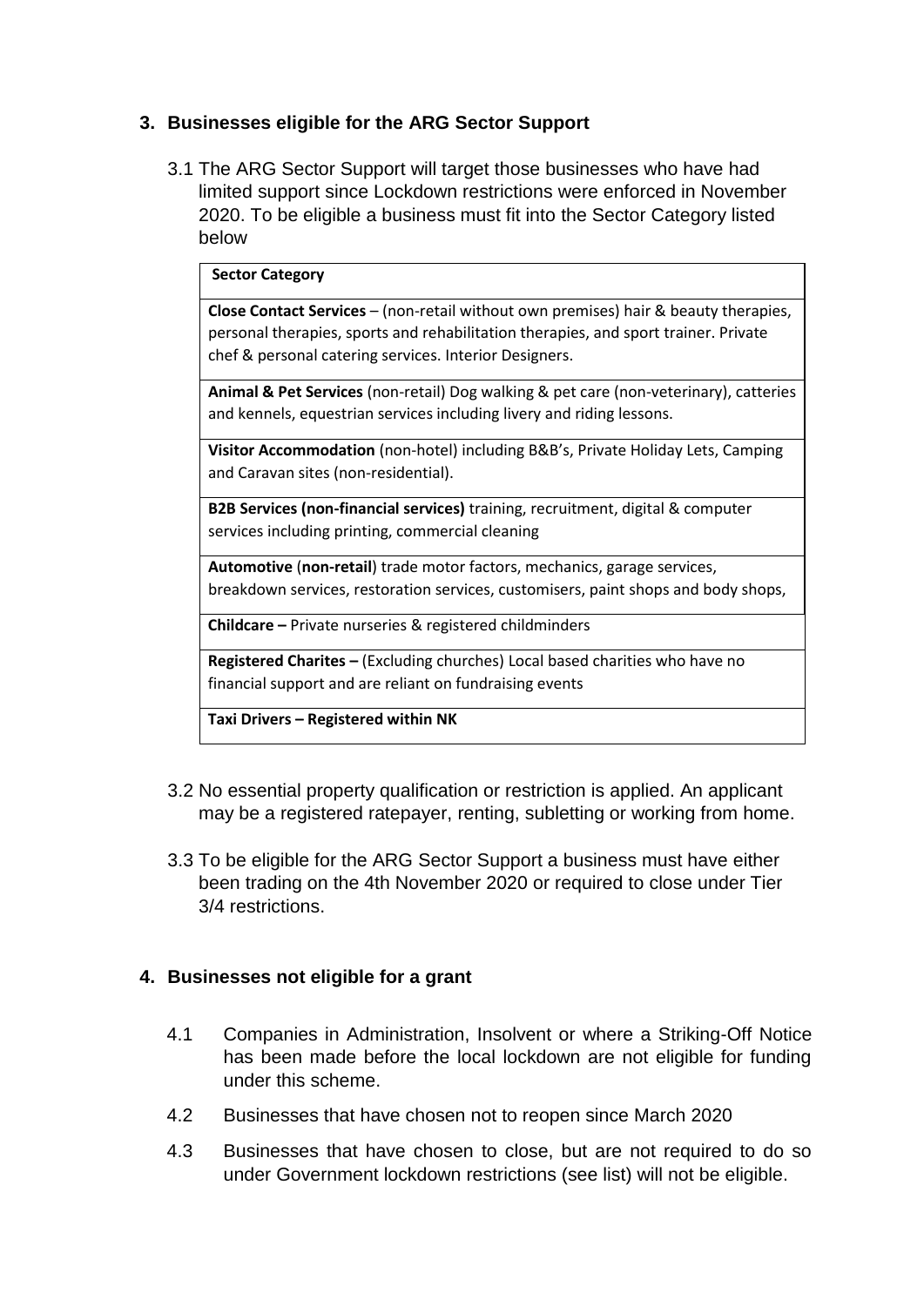## 3. Businesses eligible for the ARG Sector Support

3.1 The ARG Sector Support will target those businesses who have had limited support since Lockdown restrictions were enforced in November 2020. To be eligible a business must fit into the Sector Category listed below

| **Sector Category** |
|---|
| **Close Contact Services** – (non-retail without own premises) hair & beauty therapies, personal therapies, sports and rehabilitation therapies, and sport trainer. Private chef & personal catering services. Interior Designers. |
| **Animal & Pet Services** (non-retail) Dog walking & pet care (non-veterinary), catteries and kennels, equestrian services including livery and riding lessons. |
| **Visitor Accommodation** (non-hotel) including B&B's, Private Holiday Lets, Camping and Caravan sites (non-residential). |
| **B2B Services (non-financial services)** training, recruitment, digital & computer services including printing, commercial cleaning |
| **Automotive** (**non-retail**) trade motor factors, mechanics, garage services, breakdown services, restoration services, customisers, paint shops and body shops, |
| **Childcare –** Private nurseries & registered childminders |
| **Registered Charites –** (Excluding churches) Local based charities who have no financial support and are reliant on fundraising events |
| **Taxi Drivers – Registered within NK** |

3.2 No essential property qualification or restriction is applied. An applicant may be a registered ratepayer, renting, subletting or working from home.

3.3 To be eligible for the ARG Sector Support a business must have either been trading on the 4th November 2020 or required to close under Tier 3/4 restrictions.

## 4. Businesses not eligible for a grant

4.1 Companies in Administration, Insolvent or where a Striking-Off Notice has been made before the local lockdown are not eligible for funding under this scheme.

4.2 Businesses that have chosen not to reopen since March 2020

4.3 Businesses that have chosen to close, but are not required to do so under Government lockdown restrictions (see list) will not be eligible.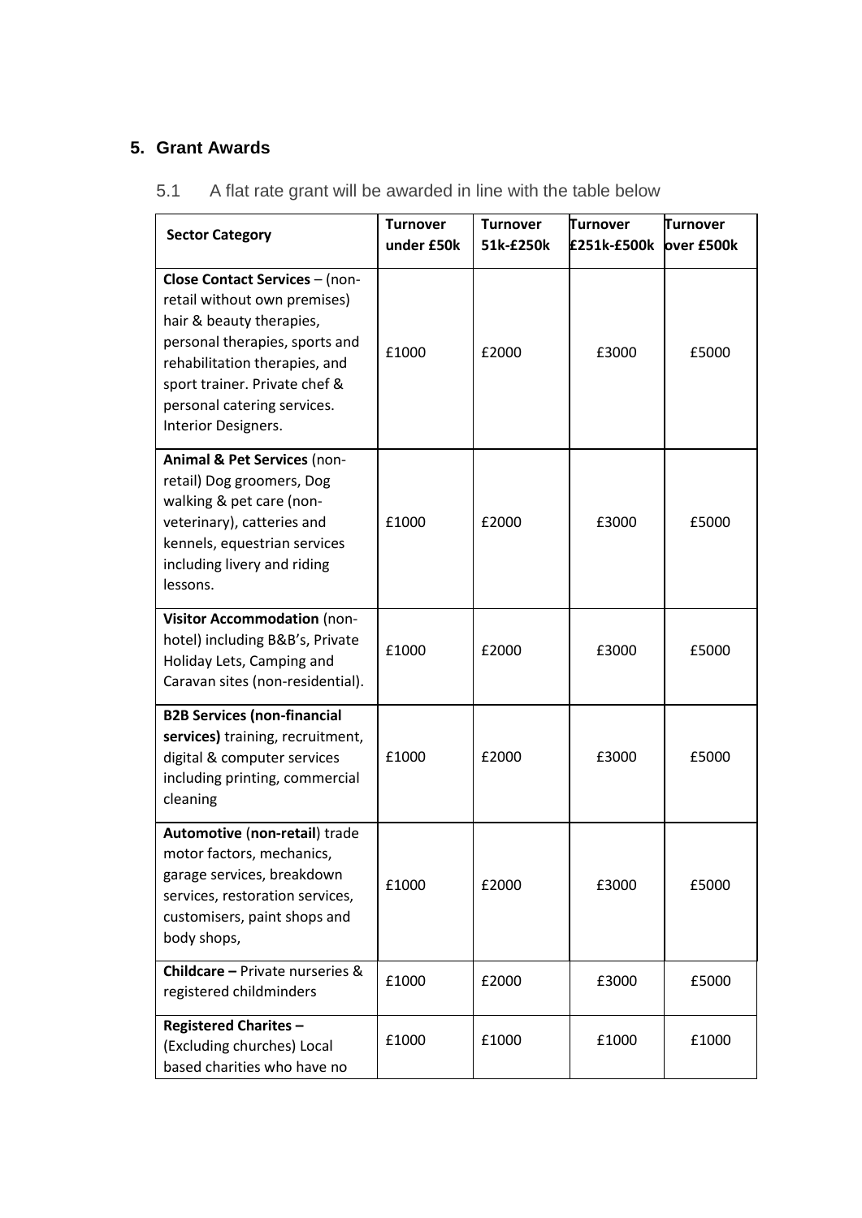## 5. Grant Awards

5.1 A flat rate grant will be awarded in line with the table below

| Sector Category | Turnover under £50k | Turnover 51k-£250k | Turnover £251k-£500k | Turnover over £500k |
|---|---|---|---|---|
| **Close Contact Services** – (non-retail without own premises) hair & beauty therapies, personal therapies, sports and rehabilitation therapies, and sport trainer. Private chef & personal catering services. Interior Designers. | £1000 | £2000 | £3000 | £5000 |
| **Animal & Pet Services** (non-retail) Dog groomers, Dog walking & pet care (non-veterinary), catteries and kennels, equestrian services including livery and riding lessons. | £1000 | £2000 | £3000 | £5000 |
| **Visitor Accommodation** (non-hotel) including B&B's, Private Holiday Lets, Camping and Caravan sites (non-residential). | £1000 | £2000 | £3000 | £5000 |
| **B2B Services (non-financial services)** training, recruitment, digital & computer services including printing, commercial cleaning | £1000 | £2000 | £3000 | £5000 |
| **Automotive** (**non-retail**) trade motor factors, mechanics, garage services, breakdown services, restoration services, customisers, paint shops and body shops, | £1000 | £2000 | £3000 | £5000 |
| **Childcare –** Private nurseries & registered childminders | £1000 | £2000 | £3000 | £5000 |
| **Registered Charites –** (Excluding churches) Local based charities who have no | £1000 | £1000 | £1000 | £1000 |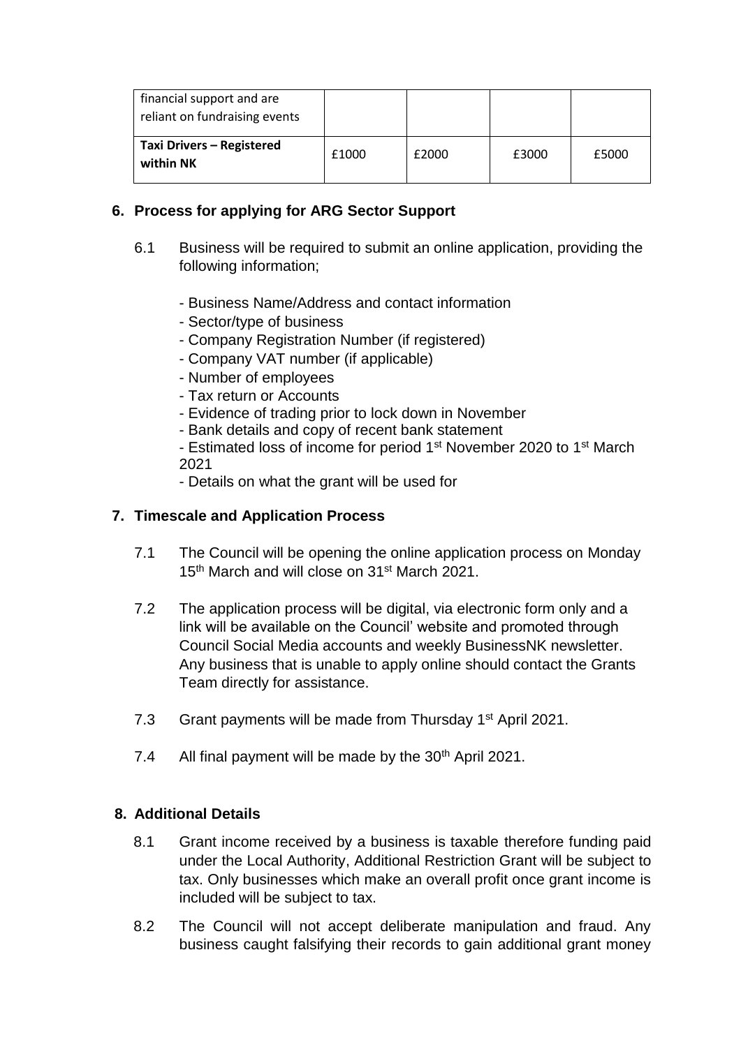| | | | | |
|---|---|---|---|---|
| financial support and are reliant on fundraising events | | | | |
| **Taxi Drivers – Registered within NK** | £1000 | £2000 | £3000 | £5000 |

## 6. Process for applying for ARG Sector Support

6.1 Business will be required to submit an online application, providing the following information;

- Business Name/Address and contact information
- Sector/type of business
- Company Registration Number (if registered)
- Company VAT number (if applicable)
- Number of employees
- Tax return or Accounts
- Evidence of trading prior to lock down in November
- Bank details and copy of recent bank statement
- Estimated loss of income for period 1st November 2020 to 1st March 2021
- Details on what the grant will be used for

## 7. Timescale and Application Process

7.1 The Council will be opening the online application process on Monday 15th March and will close on 31st March 2021.

7.2 The application process will be digital, via electronic form only and a link will be available on the Council' website and promoted through Council Social Media accounts and weekly BusinessNK newsletter. Any business that is unable to apply online should contact the Grants Team directly for assistance.

7.3 Grant payments will be made from Thursday 1st April 2021.

7.4 All final payment will be made by the 30th April 2021.

## 8. Additional Details

8.1 Grant income received by a business is taxable therefore funding paid under the Local Authority, Additional Restriction Grant will be subject to tax. Only businesses which make an overall profit once grant income is included will be subject to tax.

8.2 The Council will not accept deliberate manipulation and fraud. Any business caught falsifying their records to gain additional grant money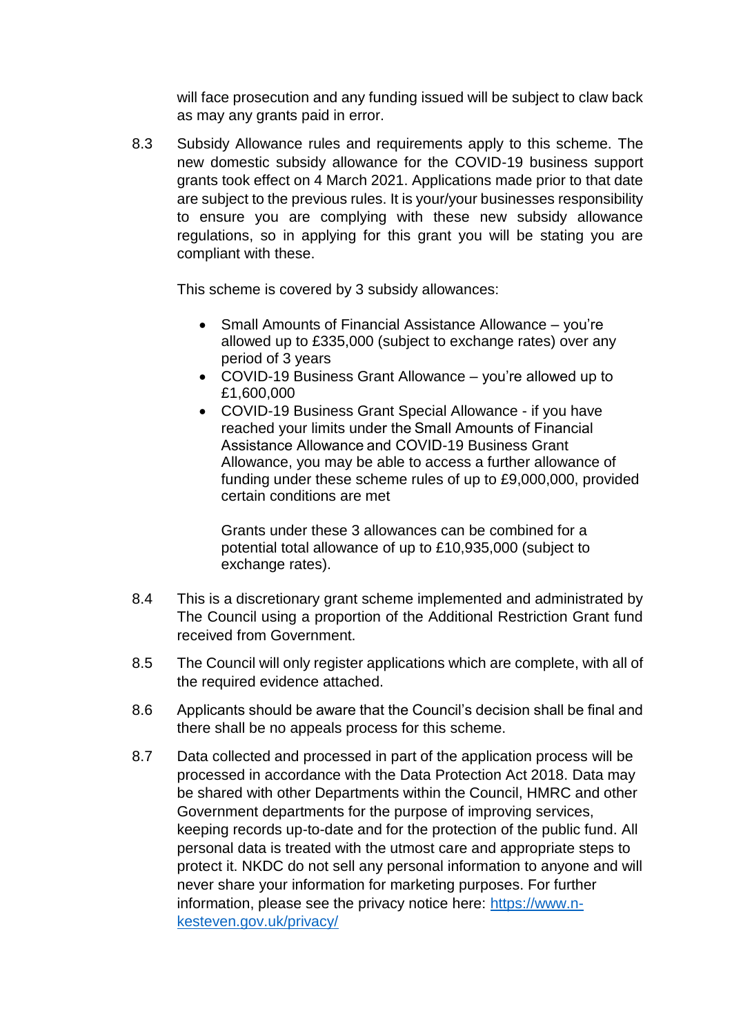will face prosecution and any funding issued will be subject to claw back as may any grants paid in error.

8.3 Subsidy Allowance rules and requirements apply to this scheme. The new domestic subsidy allowance for the COVID-19 business support grants took effect on 4 March 2021. Applications made prior to that date are subject to the previous rules. It is your/your businesses responsibility to ensure you are complying with these new subsidy allowance regulations, so in applying for this grant you will be stating you are compliant with these.

This scheme is covered by 3 subsidy allowances:

- Small Amounts of Financial Assistance Allowance – you're allowed up to £335,000 (subject to exchange rates) over any period of 3 years
- COVID-19 Business Grant Allowance – you're allowed up to £1,600,000
- COVID-19 Business Grant Special Allowance - if you have reached your limits under the Small Amounts of Financial Assistance Allowance and COVID-19 Business Grant Allowance, you may be able to access a further allowance of funding under these scheme rules of up to £9,000,000, provided certain conditions are met

  Grants under these 3 allowances can be combined for a potential total allowance of up to £10,935,000 (subject to exchange rates).

8.4 This is a discretionary grant scheme implemented and administrated by The Council using a proportion of the Additional Restriction Grant fund received from Government.

8.5 The Council will only register applications which are complete, with all of the required evidence attached.

8.6 Applicants should be aware that the Council's decision shall be final and there shall be no appeals process for this scheme.

8.7 Data collected and processed in part of the application process will be processed in accordance with the Data Protection Act 2018. Data may be shared with other Departments within the Council, HMRC and other Government departments for the purpose of improving services, keeping records up-to-date and for the protection of the public fund. All personal data is treated with the utmost care and appropriate steps to protect it. NKDC do not sell any personal information to anyone and will never share your information for marketing purposes. For further information, please see the privacy notice here: [https://www.n-kesteven.gov.uk/privacy/](https://www.n-kesteven.gov.uk/privacy/)